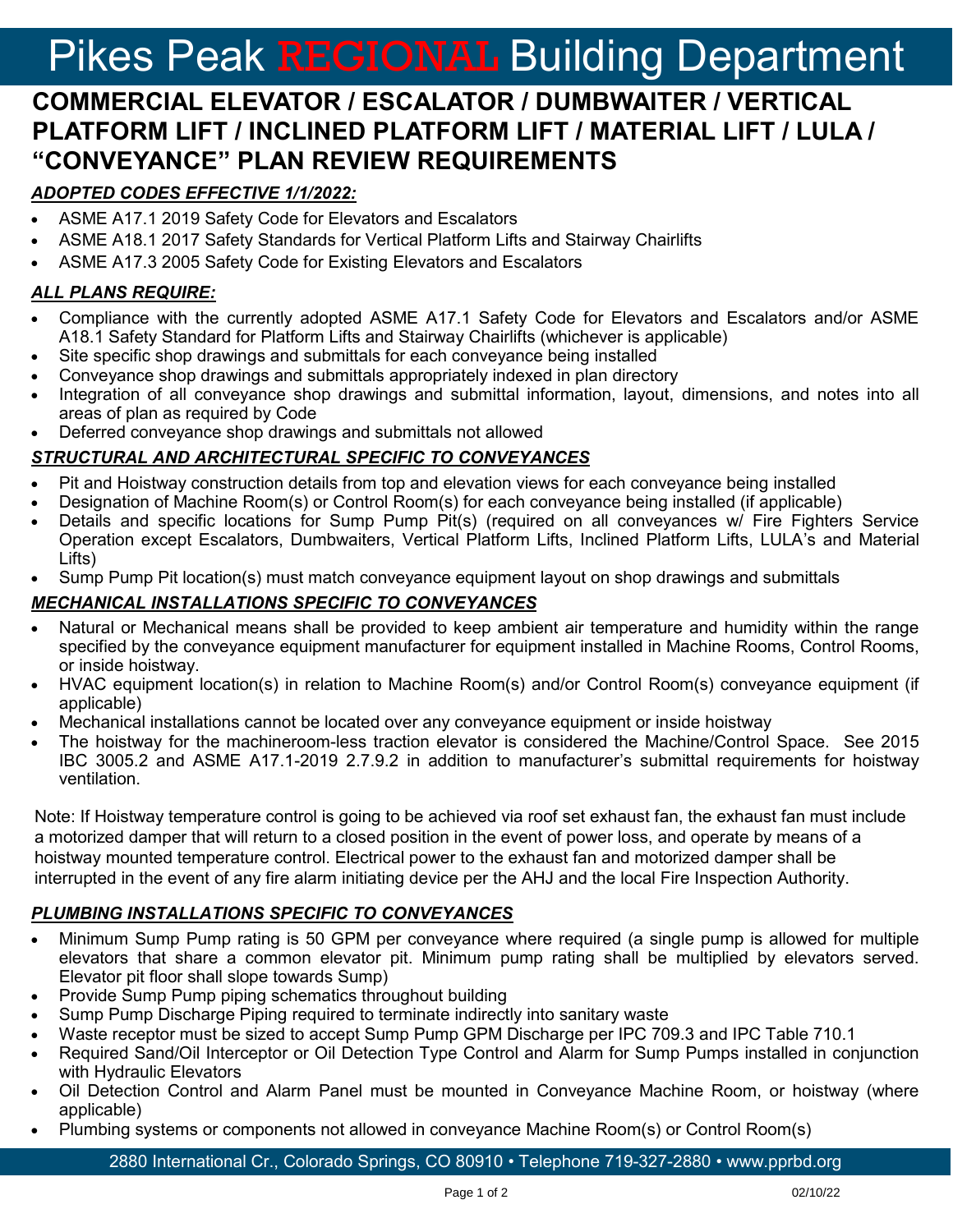# Pikes Peak REGIONAL Building Department

## COMMERCIAL ELEVATOR / ESCALATOR / DUMBWAITER / VERTICAL PLATFORM LIFT / INCLINED PLATFORM LIFT / MATERIAL LIFT / LULA / "CONVEYANCE" PLAN REVIEW REQUIREMENTS

### ***ADOPTED CODES EFFECTIVE 1/1/2022:***

- ASME A17.1 2019 Safety Code for Elevators and Escalators
- ASME A18.1 2017 Safety Standards for Vertical Platform Lifts and Stairway Chairlifts
- ASME A17.3 2005 Safety Code for Existing Elevators and Escalators

### ***ALL PLANS REQUIRE:***

- Compliance with the currently adopted ASME A17.1 Safety Code for Elevators and Escalators and/or ASME A18.1 Safety Standard for Platform Lifts and Stairway Chairlifts (whichever is applicable)
- Site specific shop drawings and submittals for each conveyance being installed
- Conveyance shop drawings and submittals appropriately indexed in plan directory
- Integration of all conveyance shop drawings and submittal information, layout, dimensions, and notes into all areas of plan as required by Code
- Deferred conveyance shop drawings and submittals not allowed

### ***STRUCTURAL AND ARCHITECTURAL SPECIFIC TO CONVEYANCES***

- Pit and Hoistway construction details from top and elevation views for each conveyance being installed
- Designation of Machine Room(s) or Control Room(s) for each conveyance being installed (if applicable)
- Details and specific locations for Sump Pump Pit(s) (required on all conveyances w/ Fire Fighters Service Operation except Escalators, Dumbwaiters, Vertical Platform Lifts, Inclined Platform Lifts, LULA's and Material Lifts)
- Sump Pump Pit location(s) must match conveyance equipment layout on shop drawings and submittals

### ***MECHANICAL INSTALLATIONS SPECIFIC TO CONVEYANCES***

- Natural or Mechanical means shall be provided to keep ambient air temperature and humidity within the range specified by the conveyance equipment manufacturer for equipment installed in Machine Rooms, Control Rooms, or inside hoistway.
- HVAC equipment location(s) in relation to Machine Room(s) and/or Control Room(s) conveyance equipment (if applicable)
- Mechanical installations cannot be located over any conveyance equipment or inside hoistway
- The hoistway for the machineroom-less traction elevator is considered the Machine/Control Space. See 2015 IBC 3005.2 and ASME A17.1-2019 2.7.9.2 in addition to manufacturer's submittal requirements for hoistway ventilation.

Note: If Hoistway temperature control is going to be achieved via roof set exhaust fan, the exhaust fan must include a motorized damper that will return to a closed position in the event of power loss, and operate by means of a hoistway mounted temperature control. Electrical power to the exhaust fan and motorized damper shall be interrupted in the event of any fire alarm initiating device per the AHJ and the local Fire Inspection Authority.

### ***PLUMBING INSTALLATIONS SPECIFIC TO CONVEYANCES***

- Minimum Sump Pump rating is 50 GPM per conveyance where required (a single pump is allowed for multiple elevators that share a common elevator pit. Minimum pump rating shall be multiplied by elevators served. Elevator pit floor shall slope towards Sump)
- Provide Sump Pump piping schematics throughout building
- Sump Pump Discharge Piping required to terminate indirectly into sanitary waste
- Waste receptor must be sized to accept Sump Pump GPM Discharge per IPC 709.3 and IPC Table 710.1
- Required Sand/Oil Interceptor or Oil Detection Type Control and Alarm for Sump Pumps installed in conjunction with Hydraulic Elevators
- Oil Detection Control and Alarm Panel must be mounted in Conveyance Machine Room, or hoistway (where applicable)
- Plumbing systems or components not allowed in conveyance Machine Room(s) or Control Room(s)

2880 International Cr., Colorado Springs, CO 80910 • Telephone 719-327-2880 • www.pprbd.org

02/10/22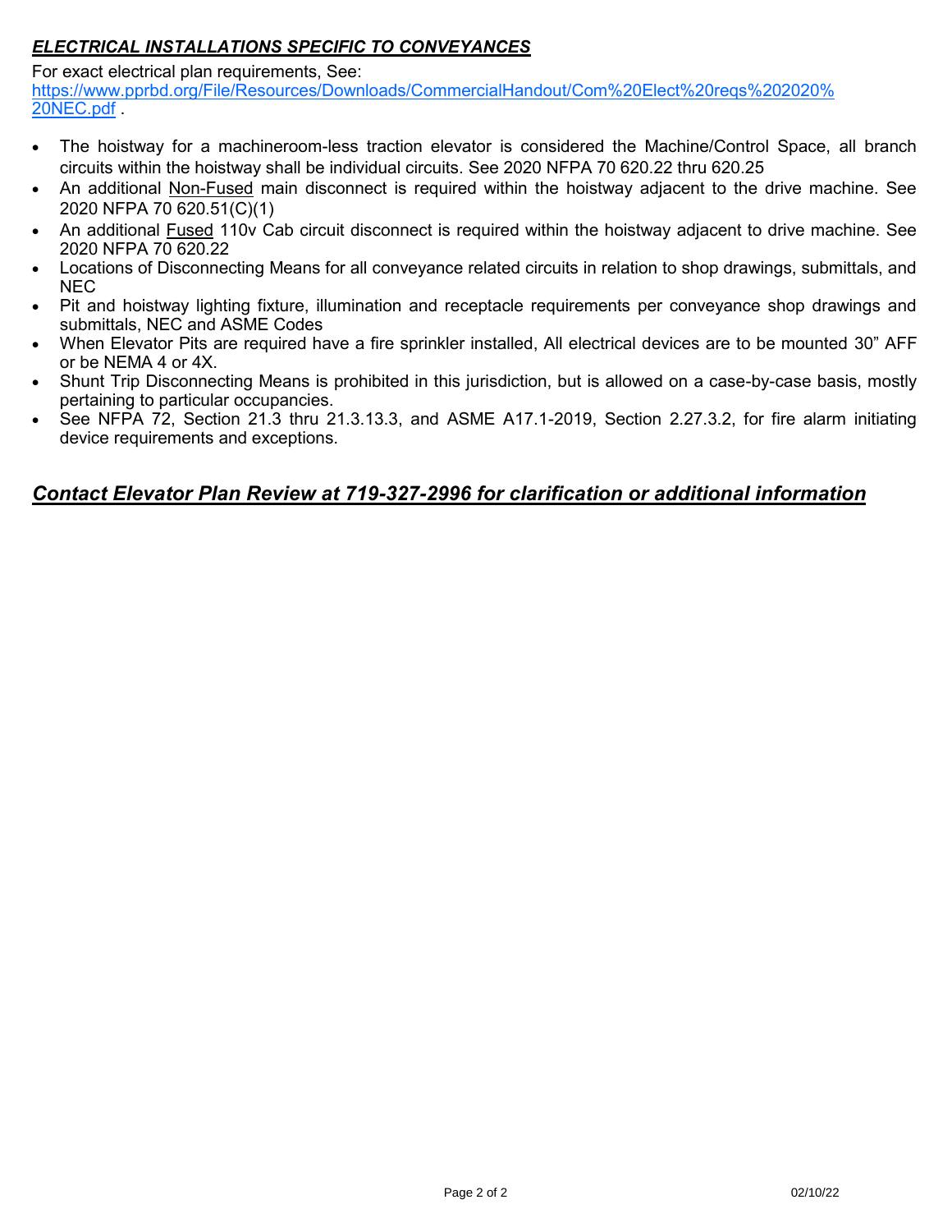## ***ELECTRICAL INSTALLATIONS SPECIFIC TO CONVEYANCES***

For exact electrical plan requirements, See:
[https://www.pprbd.org/File/Resources/Downloads/CommercialHandout/Com%20Elect%20reqs%202020%20NEC.pdf](https://www.pprbd.org/File/Resources/Downloads/CommercialHandout/Com%20Elect%20reqs%202020%20NEC.pdf) .

- The hoistway for a machineroom-less traction elevator is considered the Machine/Control Space, all branch circuits within the hoistway shall be individual circuits. See 2020 NFPA 70 620.22 thru 620.25
- An additional <u>Non-Fused</u> main disconnect is required within the hoistway adjacent to the drive machine. See 2020 NFPA 70 620.51(C)(1)
- An additional <u>Fused</u> 110v Cab circuit disconnect is required within the hoistway adjacent to drive machine. See 2020 NFPA 70 620.22
- Locations of Disconnecting Means for all conveyance related circuits in relation to shop drawings, submittals, and NEC
- Pit and hoistway lighting fixture, illumination and receptacle requirements per conveyance shop drawings and submittals, NEC and ASME Codes
- When Elevator Pits are required have a fire sprinkler installed, All electrical devices are to be mounted 30" AFF or be NEMA 4 or 4X.
- Shunt Trip Disconnecting Means is prohibited in this jurisdiction, but is allowed on a case-by-case basis, mostly pertaining to particular occupancies.
- See NFPA 72, Section 21.3 thru 21.3.13.3, and ASME A17.1-2019, Section 2.27.3.2, for fire alarm initiating device requirements and exceptions.

## ***<u>Contact Elevator Plan Review at 719-327-2996 for clarification or additional information</u>***

02/10/22